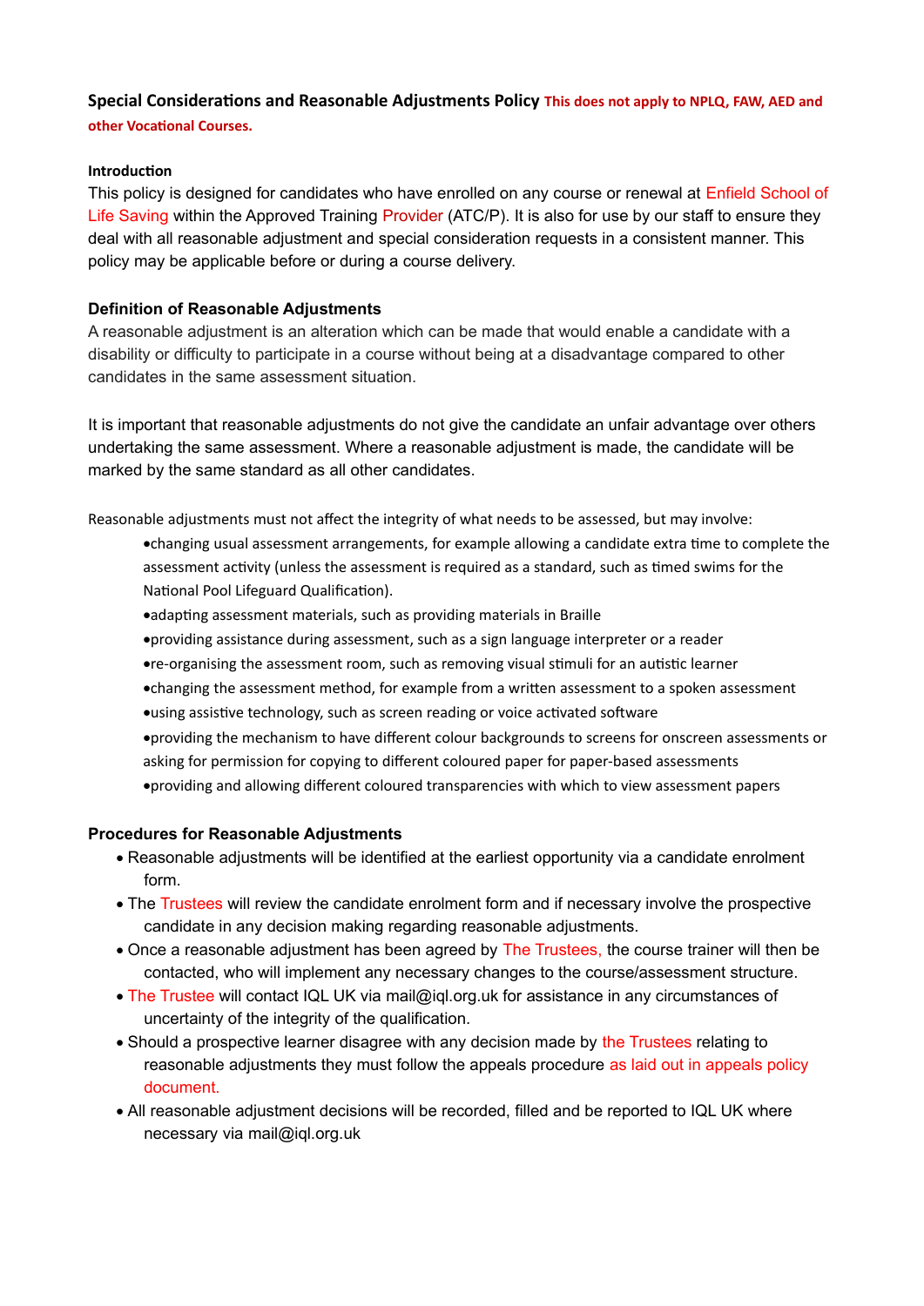## Special Considerations and Reasonable Adjustments Policy **This does not apply to NPLQ, FAW, AED and other Vocational Courses.**

### Introduction

This policy is designed for candidates who have enrolled on any course or renewal at Enfield School of Life Saving within the Approved Training Provider (ATC/P). It is also for use by our staff to ensure they deal with all reasonable adjustment and special consideration requests in a consistent manner. This policy may be applicable before or during a course delivery.

### Definition of Reasonable Adjustments

A reasonable adjustment is an alteration which can be made that would enable a candidate with a disability or difficulty to participate in a course without being at a disadvantage compared to other candidates in the same assessment situation.

It is important that reasonable adjustments do not give the candidate an unfair advantage over others undertaking the same assessment. Where a reasonable adjustment is made, the candidate will be marked by the same standard as all other candidates.

Reasonable adjustments must not affect the integrity of what needs to be assessed, but may involve:

- changing usual assessment arrangements, for example allowing a candidate extra time to complete the assessment activity (unless the assessment is required as a standard, such as timed swims for the National Pool Lifeguard Qualification).
- adapting assessment materials, such as providing materials in Braille
- providing assistance during assessment, such as a sign language interpreter or a reader
- re-organising the assessment room, such as removing visual stimuli for an autistic learner
- changing the assessment method, for example from a written assessment to a spoken assessment
- using assistive technology, such as screen reading or voice activated software
- providing the mechanism to have different colour backgrounds to screens for onscreen assessments or asking for permission for copying to different coloured paper for paper-based assessments
- providing and allowing different coloured transparencies with which to view assessment papers

### Procedures for Reasonable Adjustments

- Reasonable adjustments will be identified at the earliest opportunity via a candidate enrolment form.
- The Trustees will review the candidate enrolment form and if necessary involve the prospective candidate in any decision making regarding reasonable adjustments.
- Once a reasonable adjustment has been agreed by The Trustees, the course trainer will then be contacted, who will implement any necessary changes to the course/assessment structure.
- The Trustee will contact IQL UK via mail@iql.org.uk for assistance in any circumstances of uncertainty of the integrity of the qualification.
- Should a prospective learner disagree with any decision made by the Trustees relating to reasonable adjustments they must follow the appeals procedure as laid out in appeals policy document.
- All reasonable adjustment decisions will be recorded, filled and be reported to IQL UK where necessary via mail@iql.org.uk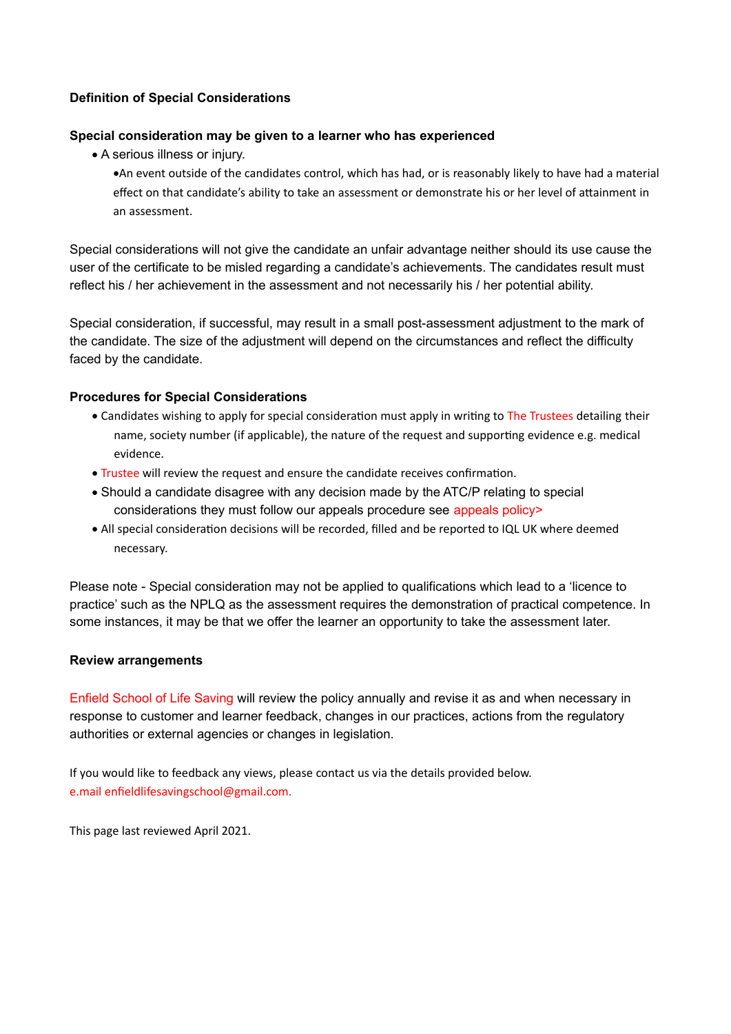**Definition of Special Considerations**

**Special consideration may be given to a learner who has experienced**

- A serious illness or injury.
- An event outside of the candidates control, which has had, or is reasonably likely to have had a material effect on that candidate's ability to take an assessment or demonstrate his or her level of attainment in an assessment.

Special considerations will not give the candidate an unfair advantage neither should its use cause the user of the certificate to be misled regarding a candidate's achievements. The candidates result must reflect his / her achievement in the assessment and not necessarily his / her potential ability.

Special consideration, if successful, may result in a small post-assessment adjustment to the mark of the candidate. The size of the adjustment will depend on the circumstances and reflect the difficulty faced by the candidate.

**Procedures for Special Considerations**

- Candidates wishing to apply for special consideration must apply in writing to The Trustees detailing their name, society number (if applicable), the nature of the request and supporting evidence e.g. medical evidence.
- Trustee will review the request and ensure the candidate receives confirmation.
- Should a candidate disagree with any decision made by the ATC/P relating to special considerations they must follow our appeals procedure see appeals policy>
- All special consideration decisions will be recorded, filled and be reported to IQL UK where deemed necessary.

Please note - Special consideration may not be applied to qualifications which lead to a 'licence to practice' such as the NPLQ as the assessment requires the demonstration of practical competence. In some instances, it may be that we offer the learner an opportunity to take the assessment later.

**Review arrangements**

Enfield School of Life Saving will review the policy annually and revise it as and when necessary in response to customer and learner feedback, changes in our practices, actions from the regulatory authorities or external agencies or changes in legislation.

If you would like to feedback any views, please contact us via the details provided below.
e.mail enfieldlifesavingschool@gmail.com.

This page last reviewed April 2021.